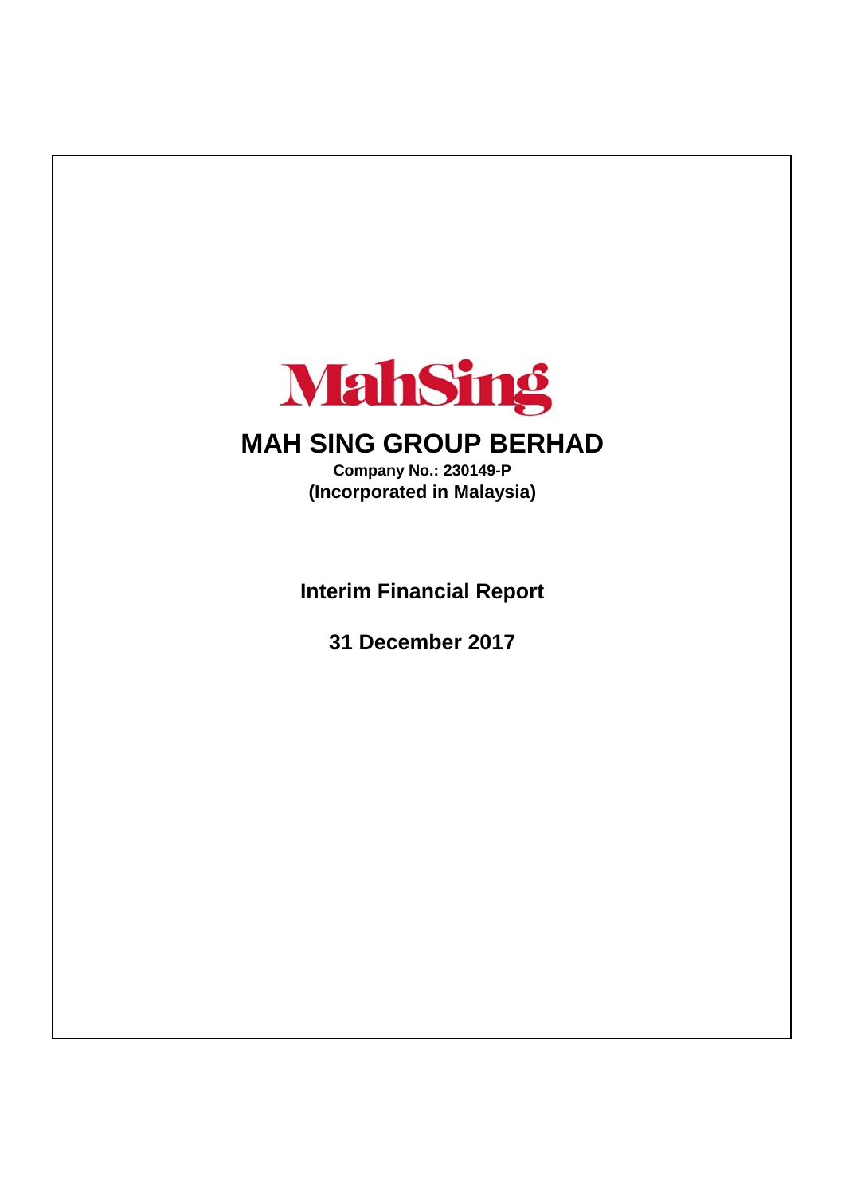MahSing

# MAH SING GROUP BERHAD

**Company No.: 230149-P**
**(Incorporated in Malaysia)**

## Interim Financial Report

## 31 December 2017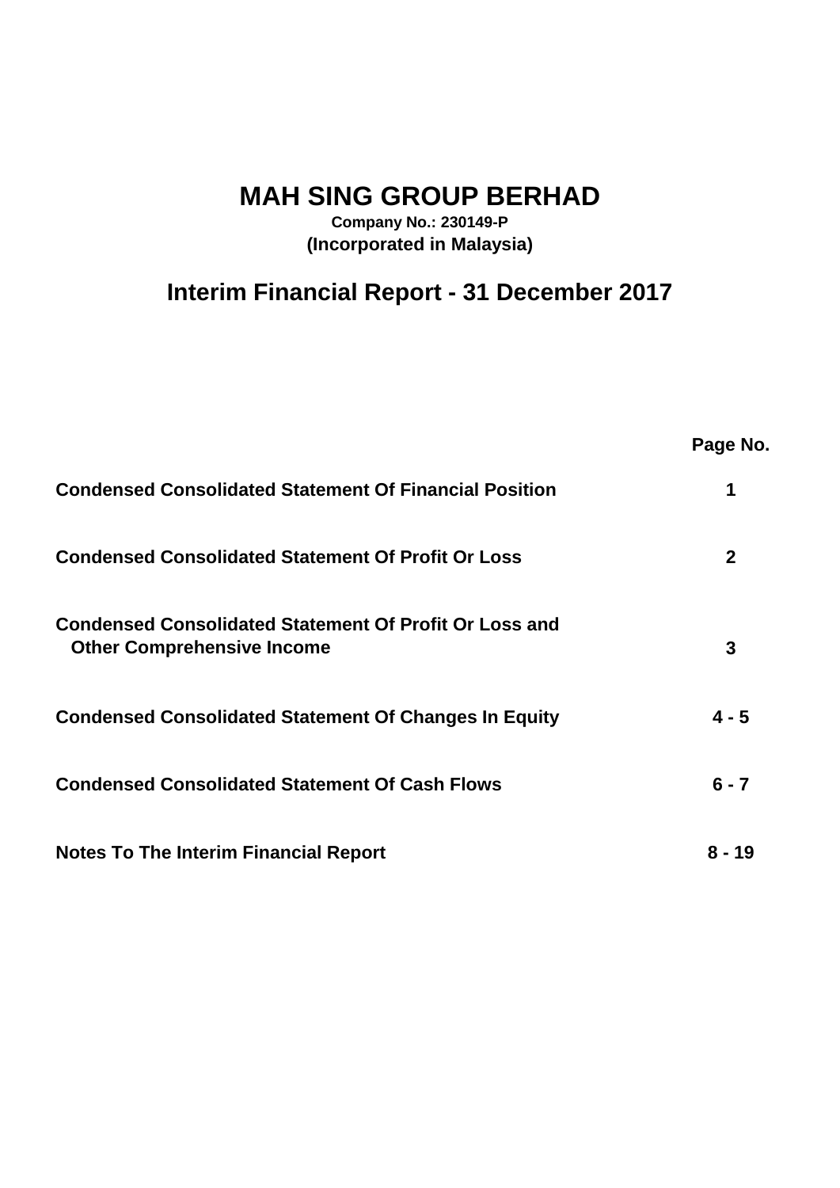# MAH SING GROUP BERHAD

**Company No.: 230149-P**
**(Incorporated in Malaysia)**

## Interim Financial Report - 31 December 2017

| | Page No. |
|---|---|
| **Condensed Consolidated Statement Of Financial Position** | **1** |
| **Condensed Consolidated Statement Of Profit Or Loss** | **2** |
| **Condensed Consolidated Statement Of Profit Or Loss and Other Comprehensive Income** | **3** |
| **Condensed Consolidated Statement Of Changes In Equity** | **4 - 5** |
| **Condensed Consolidated Statement Of Cash Flows** | **6 - 7** |
| **Notes To The Interim Financial Report** | **8 - 19** |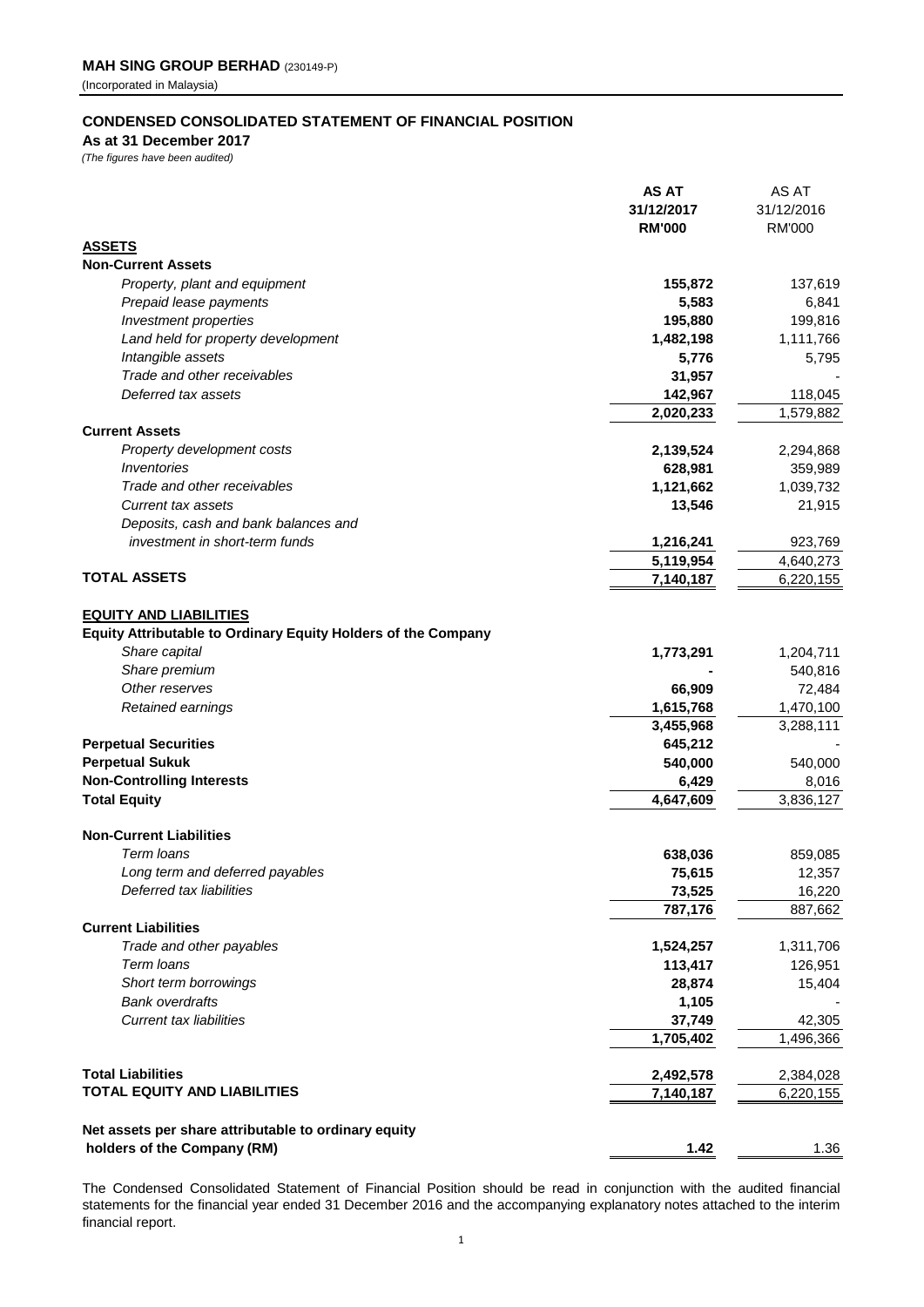**MAH SING GROUP BERHAD** (230149-P)
(Incorporated in Malaysia)

## CONDENSED CONSOLIDATED STATEMENT OF FINANCIAL POSITION

**As at 31 December 2017**

*(The figures have been audited)*

| | **AS AT 31/12/2017 RM'000** | AS AT 31/12/2016 RM'000 |
|---|---|---|
| **ASSETS** | | |
| **Non-Current Assets** | | |
| *Property, plant and equipment* | **155,872** | 137,619 |
| *Prepaid lease payments* | **5,583** | 6,841 |
| *Investment properties* | **195,880** | 199,816 |
| *Land held for property development* | **1,482,198** | 1,111,766 |
| *Intangible assets* | **5,776** | 5,795 |
| *Trade and other receivables* | **31,957** | - |
| *Deferred tax assets* | **142,967** | 118,045 |
| | **2,020,233** | 1,579,882 |
| **Current Assets** | | |
| *Property development costs* | **2,139,524** | 2,294,868 |
| *Inventories* | **628,981** | 359,989 |
| *Trade and other receivables* | **1,121,662** | 1,039,732 |
| *Current tax assets* | **13,546** | 21,915 |
| *Deposits, cash and bank balances and investment in short-term funds* | **1,216,241** | 923,769 |
| | **5,119,954** | 4,640,273 |
| **TOTAL ASSETS** | **7,140,187** | 6,220,155 |
| | | |
| **EQUITY AND LIABILITIES** | | |
| **Equity Attributable to Ordinary Equity Holders of the Company** | | |
| *Share capital* | **1,773,291** | 1,204,711 |
| *Share premium* | **-** | 540,816 |
| *Other reserves* | **66,909** | 72,484 |
| *Retained earnings* | **1,615,768** | 1,470,100 |
| | **3,455,968** | 3,288,111 |
| **Perpetual Securities** | **645,212** | - |
| **Perpetual Sukuk** | **540,000** | 540,000 |
| **Non-Controlling Interests** | **6,429** | 8,016 |
| **Total Equity** | **4,647,609** | 3,836,127 |
| | | |
| **Non-Current Liabilities** | | |
| *Term loans* | **638,036** | 859,085 |
| *Long term and deferred payables* | **75,615** | 12,357 |
| *Deferred tax liabilities* | **73,525** | 16,220 |
| | **787,176** | 887,662 |
| **Current Liabilities** | | |
| *Trade and other payables* | **1,524,257** | 1,311,706 |
| *Term loans* | **113,417** | 126,951 |
| *Short term borrowings* | **28,874** | 15,404 |
| *Bank overdrafts* | **1,105** | - |
| *Current tax liabilities* | **37,749** | 42,305 |
| | **1,705,402** | 1,496,366 |
| | | |
| **Total Liabilities** | **2,492,578** | 2,384,028 |
| **TOTAL EQUITY AND LIABILITIES** | **7,140,187** | 6,220,155 |
| | | |
| **Net assets per share attributable to ordinary equity holders of the Company (RM)** | **1.42** | 1.36 |

The Condensed Consolidated Statement of Financial Position should be read in conjunction with the audited financial statements for the financial year ended 31 December 2016 and the accompanying explanatory notes attached to the interim financial report.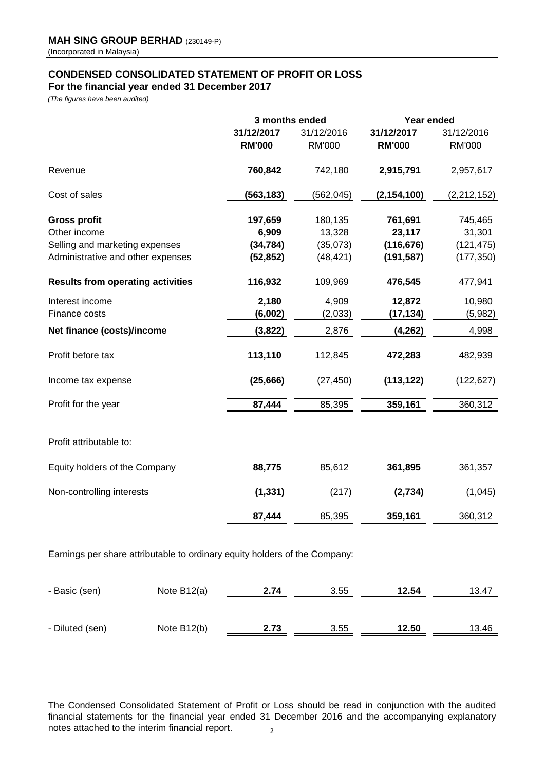**MAH SING GROUP BERHAD** (230149-P)
(Incorporated in Malaysia)

## CONDENSED CONSOLIDATED STATEMENT OF PROFIT OR LOSS
### For the financial year ended 31 December 2017

*(The figures have been audited)*

| | 3 months ended | | Year ended | |
|---|---|---|---|---|
| | **31/12/2017** | 31/12/2016 | **31/12/2017** | 31/12/2016 |
| | **RM'000** | RM'000 | **RM'000** | RM'000 |
| Revenue | **760,842** | 742,180 | **2,915,791** | 2,957,617 |
| Cost of sales | **(563,183)** | (562,045) | **(2,154,100)** | (2,212,152) |
| **Gross profit** | **197,659** | 180,135 | **761,691** | 745,465 |
| Other income | **6,909** | 13,328 | **23,117** | 31,301 |
| Selling and marketing expenses | **(34,784)** | (35,073) | **(116,676)** | (121,475) |
| Administrative and other expenses | **(52,852)** | (48,421) | **(191,587)** | (177,350) |
| **Results from operating activities** | **116,932** | 109,969 | **476,545** | 477,941 |
| Interest income | **2,180** | 4,909 | **12,872** | 10,980 |
| Finance costs | **(6,002)** | (2,033) | **(17,134)** | (5,982) |
| **Net finance (costs)/income** | **(3,822)** | 2,876 | **(4,262)** | 4,998 |
| Profit before tax | **113,110** | 112,845 | **472,283** | 482,939 |
| Income tax expense | **(25,666)** | (27,450) | **(113,122)** | (122,627) |
| Profit for the year | **87,444** | 85,395 | **359,161** | 360,312 |
| | | | | |
| Profit attributable to: | | | | |
| Equity holders of the Company | **88,775** | 85,612 | **361,895** | 361,357 |
| Non-controlling interests | **(1,331)** | (217) | **(2,734)** | (1,045) |
| | **87,444** | 85,395 | **359,161** | 360,312 |

Earnings per share attributable to ordinary equity holders of the Company:

| | | | | | |
|---|---|---|---|---|---|
| - Basic (sen) | Note B12(a) | **2.74** | 3.55 | **12.54** | 13.47 |
| - Diluted (sen) | Note B12(b) | **2.73** | 3.55 | **12.50** | 13.46 |

The Condensed Consolidated Statement of Profit or Loss should be read in conjunction with the audited financial statements for the financial year ended 31 December 2016 and the accompanying explanatory notes attached to the interim financial report.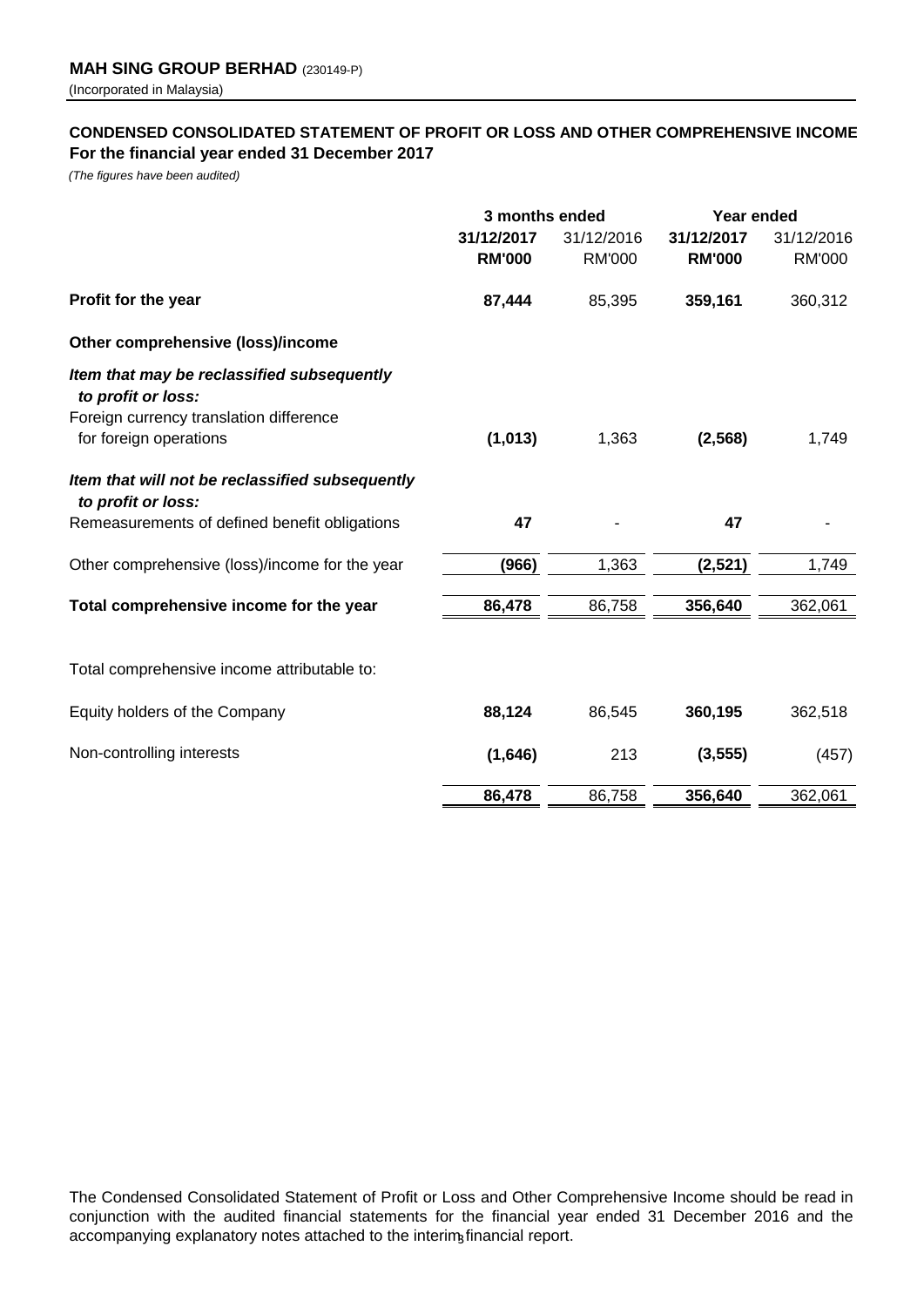**MAH SING GROUP BERHAD** (230149-P)
(Incorporated in Malaysia)

**CONDENSED CONSOLIDATED STATEMENT OF PROFIT OR LOSS AND OTHER COMPREHENSIVE INCOME**
**For the financial year ended 31 December 2017**
*(The figures have been audited)*

| | 3 months ended | | Year ended | |
|---|---|---|---|---|
| | **31/12/2017** | 31/12/2016 | **31/12/2017** | 31/12/2016 |
| | **RM'000** | RM'000 | **RM'000** | RM'000 |
| **Profit for the year** | **87,444** | 85,395 | **359,161** | 360,312 |
| **Other comprehensive (loss)/income** | | | | |
| ***Item that may be reclassified subsequently to profit or loss:*** | | | | |
| Foreign currency translation difference for foreign operations | **(1,013)** | 1,363 | **(2,568)** | 1,749 |
| ***Item that will not be reclassified subsequently to profit or loss:*** | | | | |
| Remeasurements of defined benefit obligations | **47** | - | **47** | - |
| Other comprehensive (loss)/income for the year | **(966)** | 1,363 | **(2,521)** | 1,749 |
| **Total comprehensive income for the year** | **86,478** | 86,758 | **356,640** | 362,061 |
| Total comprehensive income attributable to: | | | | |
| Equity holders of the Company | **88,124** | 86,545 | **360,195** | 362,518 |
| Non-controlling interests | **(1,646)** | 213 | **(3,555)** | (457) |
| | **86,478** | 86,758 | **356,640** | 362,061 |

The Condensed Consolidated Statement of Profit or Loss and Other Comprehensive Income should be read in conjunction with the audited financial statements for the financial year ended 31 December 2016 and the accompanying explanatory notes attached to the interim financial report.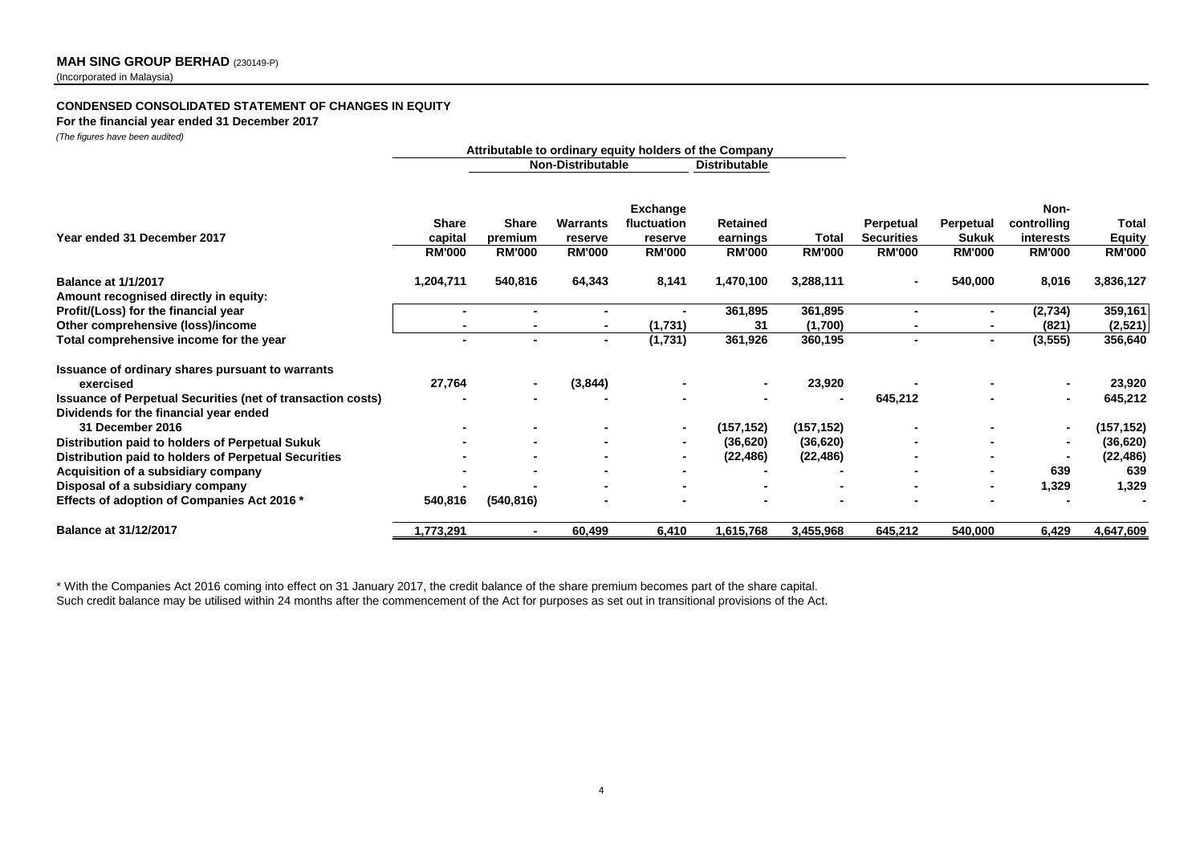**MAH SING GROUP BERHAD** (230149-P)
(Incorporated in Malaysia)

**CONDENSED CONSOLIDATED STATEMENT OF CHANGES IN EQUITY**
**For the financial year ended 31 December 2017**
*(The figures have been audited)*

| | Attributable to ordinary equity holders of the Company | | | | | | | | | |
|---|---|---|---|---|---|---|---|---|---|---|
| | | Non-Distributable | | | Distributable | | | | | |
| **Year ended 31 December 2017** | **Share capital** | **Share premium** | **Warrants reserve** | **Exchange fluctuation reserve** | **Retained earnings** | **Total** | **Perpetual Securities** | **Perpetual Sukuk** | **Non-controlling interests** | **Total Equity** |
| | **RM'000** | **RM'000** | **RM'000** | **RM'000** | **RM'000** | **RM'000** | **RM'000** | **RM'000** | **RM'000** | **RM'000** |
| **Balance at 1/1/2017** | 1,204,711 | 540,816 | 64,343 | 8,141 | 1,470,100 | 3,288,111 | - | 540,000 | 8,016 | 3,836,127 |
| **Amount recognised directly in equity:** | | | | | | | | | | |
| **Profit/(Loss) for the financial year** | - | - | - | - | 361,895 | 361,895 | - | - | (2,734) | 359,161 |
| **Other comprehensive (loss)/income** | - | - | - | (1,731) | 31 | (1,700) | - | - | (821) | (2,521) |
| **Total comprehensive income for the year** | - | - | - | (1,731) | 361,926 | 360,195 | - | - | (3,555) | 356,640 |
| **Issuance of ordinary shares pursuant to warrants exercised** | 27,764 | - | (3,844) | - | - | 23,920 | - | - | - | 23,920 |
| **Issuance of Perpetual Securities (net of transaction costs)** | - | - | - | - | - | - | 645,212 | - | - | 645,212 |
| **Dividends for the financial year ended 31 December 2016** | - | - | - | - | (157,152) | (157,152) | - | - | - | (157,152) |
| **Distribution paid to holders of Perpetual Sukuk** | - | - | - | - | (36,620) | (36,620) | - | - | - | (36,620) |
| **Distribution paid to holders of Perpetual Securities** | - | - | - | - | (22,486) | (22,486) | - | - | - | (22,486) |
| **Acquisition of a subsidiary company** | - | - | - | - | - | - | - | - | 639 | 639 |
| **Disposal of a subsidiary company** | - | - | - | - | - | - | - | - | 1,329 | 1,329 |
| **Effects of adoption of Companies Act 2016 *** | 540,816 | (540,816) | - | - | - | - | - | - | - | - |
| **Balance at 31/12/2017** | 1,773,291 | - | 60,499 | 6,410 | 1,615,768 | 3,455,968 | 645,212 | 540,000 | 6,429 | 4,647,609 |

* With the Companies Act 2016 coming into effect on 31 January 2017, the credit balance of the share premium becomes part of the share capital.
Such credit balance may be utilised within 24 months after the commencement of the Act for purposes as set out in transitional provisions of the Act.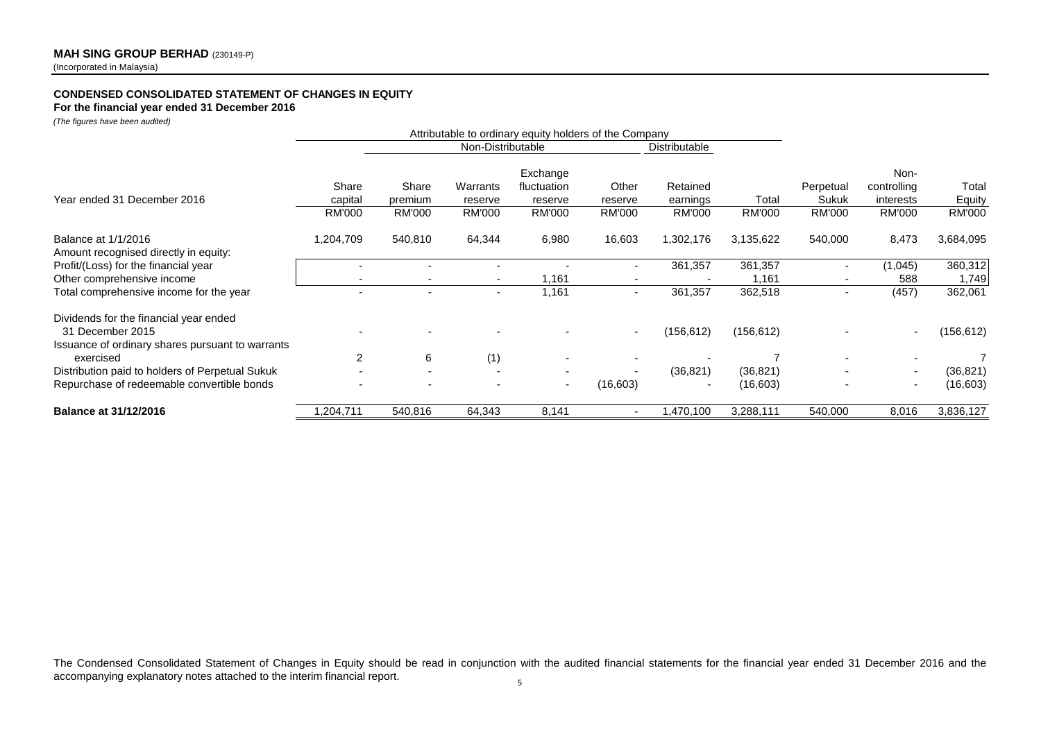**MAH SING GROUP BERHAD** (230149-P)
(Incorporated in Malaysia)

**CONDENSED CONSOLIDATED STATEMENT OF CHANGES IN EQUITY**
**For the financial year ended 31 December 2016**
*(The figures have been audited)*

| | Attributable to ordinary equity holders of the Company | | | | | | | | | |
|---|---|---|---|---|---|---|---|---|---|---|
| | | Non-Distributable | | | | Distributable | | | | |
| Year ended 31 December 2016 | Share capital | Share premium | Warrants reserve | Exchange fluctuation reserve | Other reserve | Retained earnings | Total | Perpetual Sukuk | Non-controlling interests | Total Equity |
| | RM'000 | RM'000 | RM'000 | RM'000 | RM'000 | RM'000 | RM'000 | RM'000 | RM'000 | RM'000 |
| Balance at 1/1/2016 | 1,204,709 | 540,810 | 64,344 | 6,980 | 16,603 | 1,302,176 | 3,135,622 | 540,000 | 8,473 | 3,684,095 |
| Amount recognised directly in equity: | | | | | | | | | | |
| Profit/(Loss) for the financial year | - | - | - | - | - | 361,357 | 361,357 | - | (1,045) | 360,312 |
| Other comprehensive income | - | - | - | 1,161 | - | - | 1,161 | - | 588 | 1,749 |
| Total comprehensive income for the year | - | - | - | 1,161 | - | 361,357 | 362,518 | - | (457) | 362,061 |
| Dividends for the financial year ended 31 December 2015 | - | - | - | - | - | (156,612) | (156,612) | - | - | (156,612) |
| Issuance of ordinary shares pursuant to warrants exercised | 2 | 6 | (1) | - | - | - | 7 | - | - | 7 |
| Distribution paid to holders of Perpetual Sukuk | - | - | - | - | - | (36,821) | (36,821) | - | - | (36,821) |
| Repurchase of redeemable convertible bonds | - | - | - | - | (16,603) | - | (16,603) | - | - | (16,603) |
| **Balance at 31/12/2016** | 1,204,711 | 540,816 | 64,343 | 8,141 | - | 1,470,100 | 3,288,111 | 540,000 | 8,016 | 3,836,127 |

The Condensed Consolidated Statement of Changes in Equity should be read in conjunction with the audited financial statements for the financial year ended 31 December 2016 and the accompanying explanatory notes attached to the interim financial report.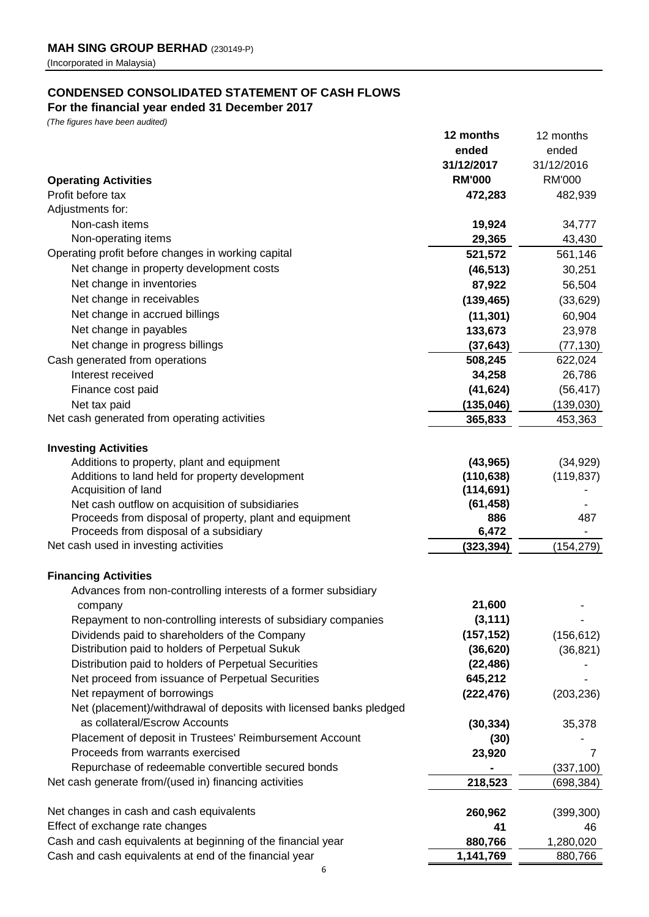**MAH SING GROUP BERHAD** (230149-P)
(Incorporated in Malaysia)

## CONDENSED CONSOLIDATED STATEMENT OF CASH FLOWS

### For the financial year ended 31 December 2017

*(The figures have been audited)*

| | **12 months ended 31/12/2017** | 12 months ended 31/12/2016 |
|---|---|---|
| **Operating Activities** | **RM'000** | RM'000 |
| Profit before tax | **472,283** | 482,939 |
| Adjustments for: | | |
| Non-cash items | **19,924** | 34,777 |
| Non-operating items | **29,365** | 43,430 |
| Operating profit before changes in working capital | **521,572** | 561,146 |
| Net change in property development costs | **(46,513)** | 30,251 |
| Net change in inventories | **87,922** | 56,504 |
| Net change in receivables | **(139,465)** | (33,629) |
| Net change in accrued billings | **(11,301)** | 60,904 |
| Net change in payables | **133,673** | 23,978 |
| Net change in progress billings | **(37,643)** | (77,130) |
| Cash generated from operations | **508,245** | 622,024 |
| Interest received | **34,258** | 26,786 |
| Finance cost paid | **(41,624)** | (56,417) |
| Net tax paid | **(135,046)** | (139,030) |
| Net cash generated from operating activities | **365,833** | 453,363 |
| | | |
| **Investing Activities** | | |
| Additions to property, plant and equipment | **(43,965)** | (34,929) |
| Additions to land held for property development | **(110,638)** | (119,837) |
| Acquisition of land | **(114,691)** | - |
| Net cash outflow on acquisition of subsidiaries | **(61,458)** | - |
| Proceeds from disposal of property, plant and equipment | **886** | 487 |
| Proceeds from disposal of a subsidiary | **6,472** | - |
| Net cash used in investing activities | **(323,394)** | (154,279) |
| | | |
| **Financing Activities** | | |
| Advances from non-controlling interests of a former subsidiary company | **21,600** | - |
| Repayment to non-controlling interests of subsidiary companies | **(3,111)** | - |
| Dividends paid to shareholders of the Company | **(157,152)** | (156,612) |
| Distribution paid to holders of Perpetual Sukuk | **(36,620)** | (36,821) |
| Distribution paid to holders of Perpetual Securities | **(22,486)** | - |
| Net proceed from issuance of Perpetual Securities | **645,212** | - |
| Net repayment of borrowings | **(222,476)** | (203,236) |
| Net (placement)/withdrawal of deposits with licensed banks pledged as collateral/Escrow Accounts | **(30,334)** | 35,378 |
| Placement of deposit in Trustees' Reimbursement Account | **(30)** | - |
| Proceeds from warrants exercised | **23,920** | 7 |
| Repurchase of redeemable convertible secured bonds | **-** | (337,100) |
| Net cash generate from/(used in) financing activities | **218,523** | (698,384) |
| | | |
| Net changes in cash and cash equivalents | **260,962** | (399,300) |
| Effect of exchange rate changes | **41** | 46 |
| Cash and cash equivalents at beginning of the financial year | **880,766** | 1,280,020 |
| Cash and cash equivalents at end of the financial year | **1,141,769** | 880,766 |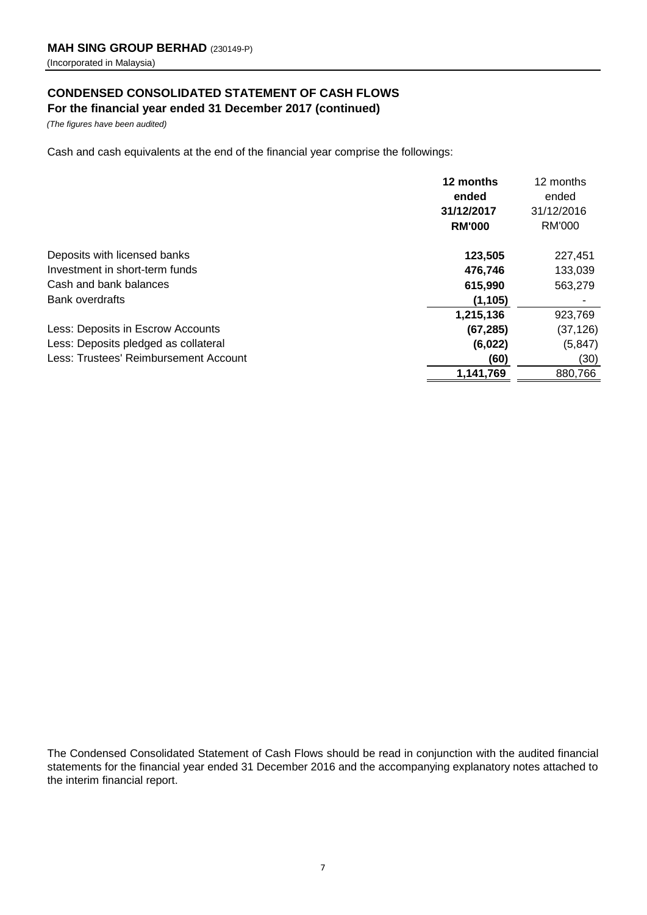**MAH SING GROUP BERHAD** (230149-P)
(Incorporated in Malaysia)

## CONDENSED CONSOLIDATED STATEMENT OF CASH FLOWS
### For the financial year ended 31 December 2017 (continued)

*(The figures have been audited)*

Cash and cash equivalents at the end of the financial year comprise the followings:

| | **12 months ended 31/12/2017 RM'000** | 12 months ended 31/12/2016 RM'000 |
|---|---|---|
| Deposits with licensed banks | **123,505** | 227,451 |
| Investment in short-term funds | **476,746** | 133,039 |
| Cash and bank balances | **615,990** | 563,279 |
| Bank overdrafts | **(1,105)** | - |
| | **1,215,136** | 923,769 |
| Less: Deposits in Escrow Accounts | **(67,285)** | (37,126) |
| Less: Deposits pledged as collateral | **(6,022)** | (5,847) |
| Less: Trustees' Reimbursement Account | **(60)** | (30) |
| | **1,141,769** | 880,766 |

The Condensed Consolidated Statement of Cash Flows should be read in conjunction with the audited financial statements for the financial year ended 31 December 2016 and the accompanying explanatory notes attached to the interim financial report.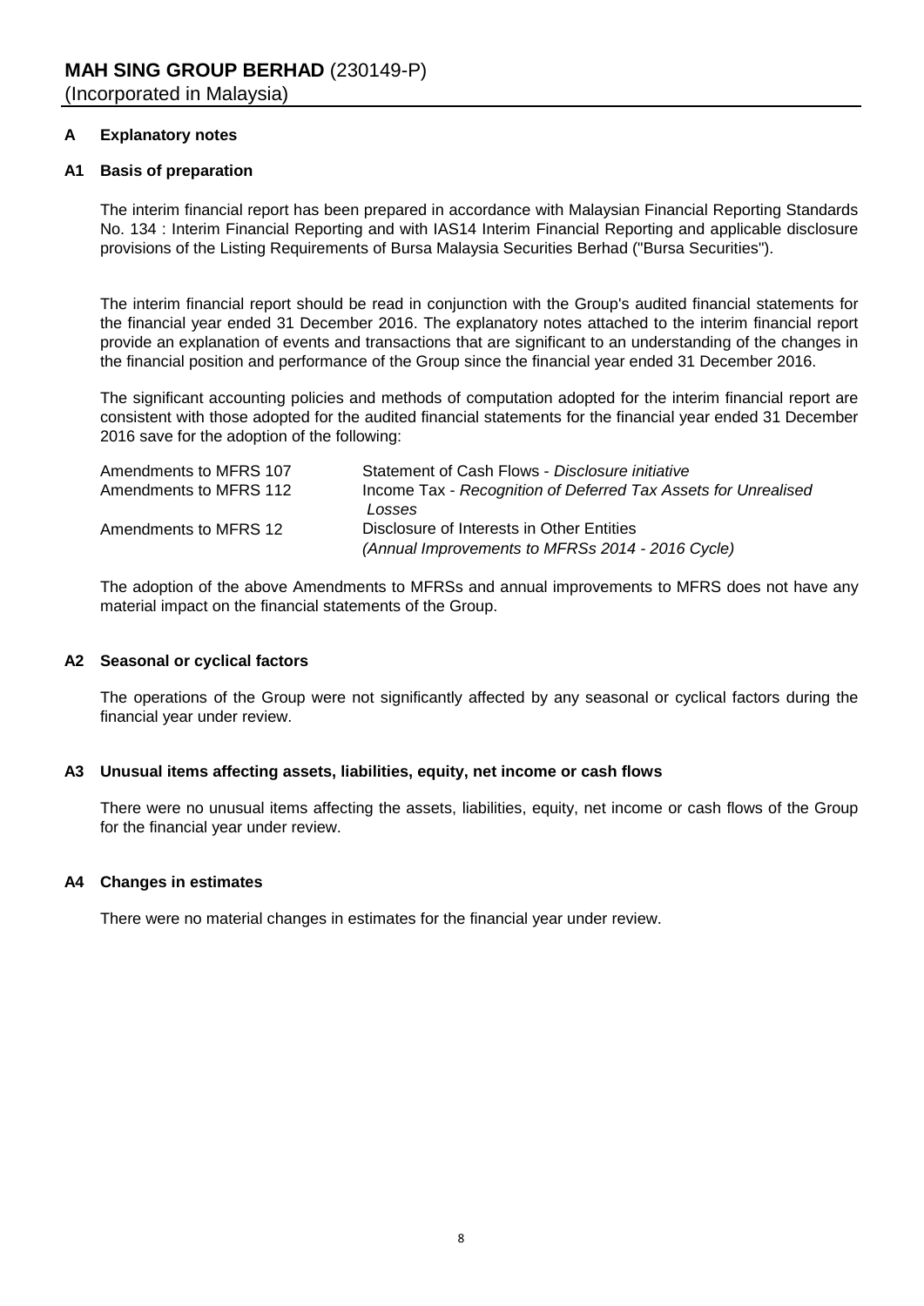**MAH SING GROUP BERHAD** (230149-P)
(Incorporated in Malaysia)

## A Explanatory notes

### A1 Basis of preparation

The interim financial report has been prepared in accordance with Malaysian Financial Reporting Standards No. 134 : Interim Financial Reporting and with IAS14 Interim Financial Reporting and applicable disclosure provisions of the Listing Requirements of Bursa Malaysia Securities Berhad ("Bursa Securities").

The interim financial report should be read in conjunction with the Group's audited financial statements for the financial year ended 31 December 2016. The explanatory notes attached to the interim financial report provide an explanation of events and transactions that are significant to an understanding of the changes in the financial position and performance of the Group since the financial year ended 31 December 2016.

The significant accounting policies and methods of computation adopted for the interim financial report are consistent with those adopted for the audited financial statements for the financial year ended 31 December 2016 save for the adoption of the following:

| | |
|---|---|
| Amendments to MFRS 107 | Statement of Cash Flows - *Disclosure initiative* |
| Amendments to MFRS 112 | Income Tax - *Recognition of Deferred Tax Assets for Unrealised Losses* |
| Amendments to MFRS 12 | Disclosure of Interests in Other Entities *(Annual Improvements to MFRSs 2014 - 2016 Cycle)* |

The adoption of the above Amendments to MFRSs and annual improvements to MFRS does not have any material impact on the financial statements of the Group.

### A2 Seasonal or cyclical factors

The operations of the Group were not significantly affected by any seasonal or cyclical factors during the financial year under review.

### A3 Unusual items affecting assets, liabilities, equity, net income or cash flows

There were no unusual items affecting the assets, liabilities, equity, net income or cash flows of the Group for the financial year under review.

### A4 Changes in estimates

There were no material changes in estimates for the financial year under review.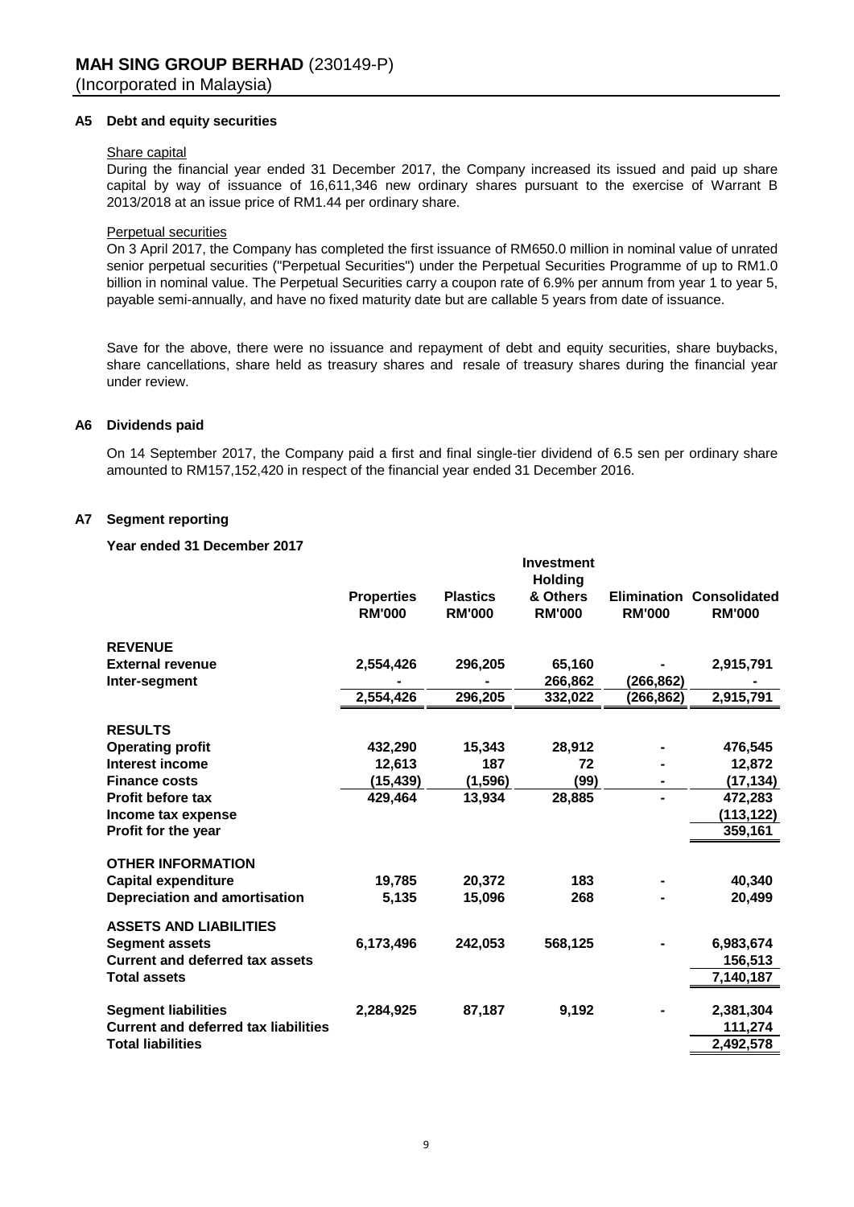### A5 Debt and equity securities

Share capital

During the financial year ended 31 December 2017, the Company increased its issued and paid up share capital by way of issuance of 16,611,346 new ordinary shares pursuant to the exercise of Warrant B 2013/2018 at an issue price of RM1.44 per ordinary share.

Perpetual securities

On 3 April 2017, the Company has completed the first issuance of RM650.0 million in nominal value of unrated senior perpetual securities ("Perpetual Securities") under the Perpetual Securities Programme of up to RM1.0 billion in nominal value. The Perpetual Securities carry a coupon rate of 6.9% per annum from year 1 to year 5, payable semi-annually, and have no fixed maturity date but are callable 5 years from date of issuance.

Save for the above, there were no issuance and repayment of debt and equity securities, share buybacks, share cancellations, share held as treasury shares and resale of treasury shares during the financial year under review.

### A6 Dividends paid

On 14 September 2017, the Company paid a first and final single-tier dividend of 6.5 sen per ordinary share amounted to RM157,152,420 in respect of the financial year ended 31 December 2016.

### A7 Segment reporting

**Year ended 31 December 2017**

| | Properties RM'000 | Plastics RM'000 | Investment Holding & Others RM'000 | Elimination RM'000 | Consolidated RM'000 |
|---|---|---|---|---|---|
| **REVENUE** | | | | | |
| **External revenue** | 2,554,426 | 296,205 | 65,160 | - | 2,915,791 |
| **Inter-segment** | - | - | 266,862 | (266,862) | - |
| | 2,554,426 | 296,205 | 332,022 | (266,862) | 2,915,791 |
| **RESULTS** | | | | | |
| **Operating profit** | 432,290 | 15,343 | 28,912 | - | 476,545 |
| **Interest income** | 12,613 | 187 | 72 | - | 12,872 |
| **Finance costs** | (15,439) | (1,596) | (99) | - | (17,134) |
| **Profit before tax** | 429,464 | 13,934 | 28,885 | - | 472,283 |
| **Income tax expense** | | | | | (113,122) |
| **Profit for the year** | | | | | 359,161 |
| **OTHER INFORMATION** | | | | | |
| **Capital expenditure** | 19,785 | 20,372 | 183 | - | 40,340 |
| **Depreciation and amortisation** | 5,135 | 15,096 | 268 | - | 20,499 |
| **ASSETS AND LIABILITIES** | | | | | |
| **Segment assets** | 6,173,496 | 242,053 | 568,125 | - | 6,983,674 |
| **Current and deferred tax assets** | | | | | 156,513 |
| **Total assets** | | | | | 7,140,187 |
| **Segment liabilities** | 2,284,925 | 87,187 | 9,192 | - | 2,381,304 |
| **Current and deferred tax liabilities** | | | | | 111,274 |
| **Total liabilities** | | | | | 2,492,578 |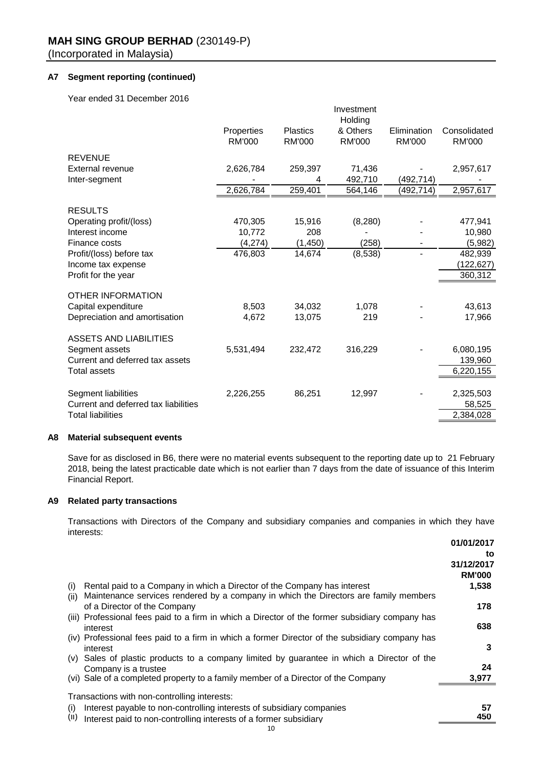**MAH SING GROUP BERHAD** (230149-P)
(Incorporated in Malaysia)

**A7 Segment reporting (continued)**

Year ended 31 December 2016

| | Properties RM'000 | Plastics RM'000 | Investment Holding & Others RM'000 | Elimination RM'000 | Consolidated RM'000 |
|---|---|---|---|---|---|
| REVENUE | | | | | |
| External revenue | 2,626,784 | 259,397 | 71,436 | - | 2,957,617 |
| Inter-segment | - | 4 | 492,710 | (492,714) | - |
| | 2,626,784 | 259,401 | 564,146 | (492,714) | 2,957,617 |
| RESULTS | | | | | |
| Operating profit/(loss) | 470,305 | 15,916 | (8,280) | - | 477,941 |
| Interest income | 10,772 | 208 | - | - | 10,980 |
| Finance costs | (4,274) | (1,450) | (258) | - | (5,982) |
| Profit/(loss) before tax | 476,803 | 14,674 | (8,538) | - | 482,939 |
| Income tax expense | | | | | (122,627) |
| Profit for the year | | | | | 360,312 |
| OTHER INFORMATION | | | | | |
| Capital expenditure | 8,503 | 34,032 | 1,078 | - | 43,613 |
| Depreciation and amortisation | 4,672 | 13,075 | 219 | - | 17,966 |
| ASSETS AND LIABILITIES | | | | | |
| Segment assets | 5,531,494 | 232,472 | 316,229 | - | 6,080,195 |
| Current and deferred tax assets | | | | | 139,960 |
| Total assets | | | | | 6,220,155 |
| Segment liabilities | 2,226,255 | 86,251 | 12,997 | - | 2,325,503 |
| Current and deferred tax liabilities | | | | | 58,525 |
| Total liabilities | | | | | 2,384,028 |

**A8 Material subsequent events**

Save for as disclosed in B6, there were no material events subsequent to the reporting date up to 21 February 2018, being the latest practicable date which is not earlier than 7 days from the date of issuance of this Interim Financial Report.

**A9 Related party transactions**

Transactions with Directors of the Company and subsidiary companies and companies in which they have interests:

| | **01/01/2017 to 31/12/2017 RM'000** |
|---|---|
| (i) Rental paid to a Company in which a Director of the Company has interest | **1,538** |
| (ii) Maintenance services rendered by a company in which the Directors are family members of a Director of the Company | **178** |
| (iii) Professional fees paid to a firm in which a Director of the former subsidiary company has interest | **638** |
| (iv) Professional fees paid to a firm in which a former Director of the subsidiary company has interest | **3** |
| (v) Sales of plastic products to a company limited by guarantee in which a Director of the Company is a trustee | **24** |
| (vi) Sale of a completed property to a family member of a Director of the Company | **3,977** |

Transactions with non-controlling interests:

| | |
|---|---|
| (i) Interest payable to non-controlling interests of subsidiary companies | **57** |
| (ii) Interest paid to non-controlling interests of a former subsidiary | **450** |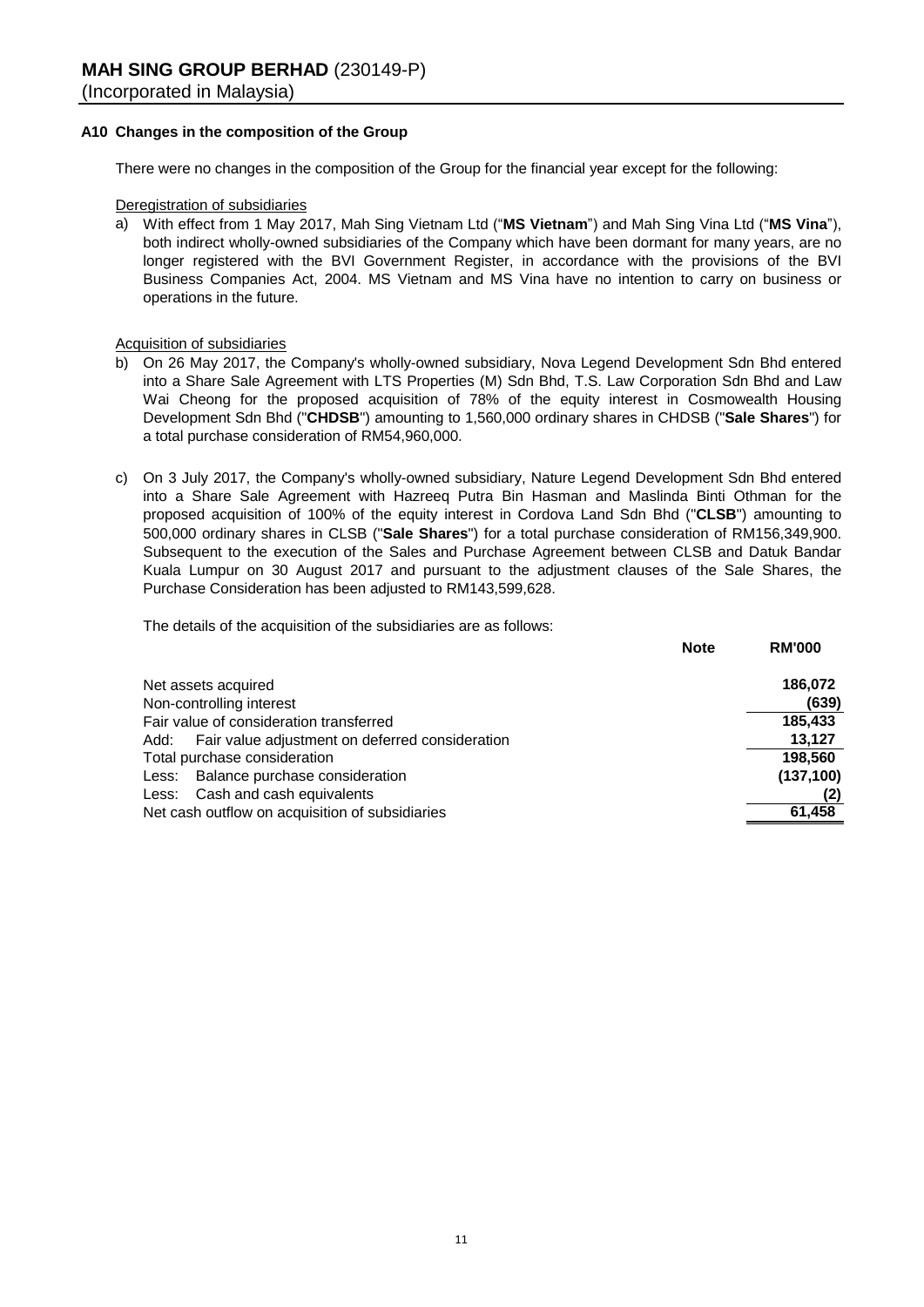**MAH SING GROUP BERHAD** (230149-P)
(Incorporated in Malaysia)

**A10 Changes in the composition of the Group**

There were no changes in the composition of the Group for the financial year except for the following:

Deregistration of subsidiaries

a) With effect from 1 May 2017, Mah Sing Vietnam Ltd ("**MS Vietnam**") and Mah Sing Vina Ltd ("**MS Vina**"), both indirect wholly-owned subsidiaries of the Company which have been dormant for many years, are no longer registered with the BVI Government Register, in accordance with the provisions of the BVI Business Companies Act, 2004. MS Vietnam and MS Vina have no intention to carry on business or operations in the future.

Acquisition of subsidiaries

b) On 26 May 2017, the Company's wholly-owned subsidiary, Nova Legend Development Sdn Bhd entered into a Share Sale Agreement with LTS Properties (M) Sdn Bhd, T.S. Law Corporation Sdn Bhd and Law Wai Cheong for the proposed acquisition of 78% of the equity interest in Cosmowealth Housing Development Sdn Bhd ("**CHDSB**") amounting to 1,560,000 ordinary shares in CHDSB ("**Sale Shares**") for a total purchase consideration of RM54,960,000.

c) On 3 July 2017, the Company's wholly-owned subsidiary, Nature Legend Development Sdn Bhd entered into a Share Sale Agreement with Hazreeq Putra Bin Hasman and Maslinda Binti Othman for the proposed acquisition of 100% of the equity interest in Cordova Land Sdn Bhd ("**CLSB**") amounting to 500,000 ordinary shares in CLSB ("**Sale Shares**") for a total purchase consideration of RM156,349,900. Subsequent to the execution of the Sales and Purchase Agreement between CLSB and Datuk Bandar Kuala Lumpur on 30 August 2017 and pursuant to the adjustment clauses of the Sale Shares, the Purchase Consideration has been adjusted to RM143,599,628.

The details of the acquisition of the subsidiaries are as follows:

| | Note | RM'000 |
|---|---|---|
| Net assets acquired | | **186,072** |
| Non-controlling interest | | **(639)** |
| Fair value of consideration transferred | | **185,433** |
| Add: Fair value adjustment on deferred consideration | | **13,127** |
| Total purchase consideration | | **198,560** |
| Less: Balance purchase consideration | | **(137,100)** |
| Less: Cash and cash equivalents | | **(2)** |
| Net cash outflow on acquisition of subsidiaries | | **61,458** |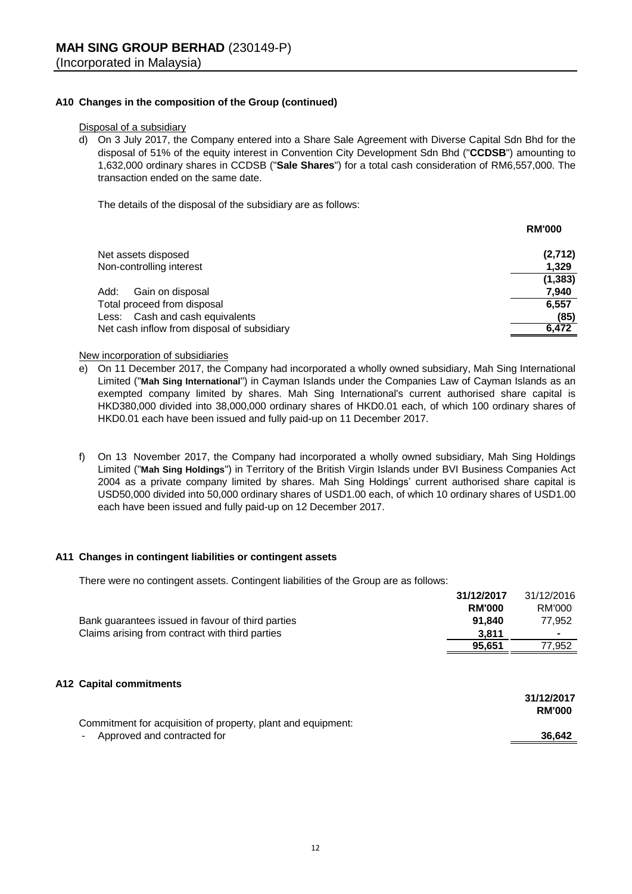### A10 Changes in the composition of the Group (continued)

Disposal of a subsidiary

d) On 3 July 2017, the Company entered into a Share Sale Agreement with Diverse Capital Sdn Bhd for the disposal of 51% of the equity interest in Convention City Development Sdn Bhd ("**CCDSB**") amounting to 1,632,000 ordinary shares in CCDSB ("**Sale Shares**") for a total cash consideration of RM6,557,000. The transaction ended on the same date.

The details of the disposal of the subsidiary are as follows:

| | **RM'000** |
|---|---|
| Net assets disposed | **(2,712)** |
| Non-controlling interest | **1,329** |
| | **(1,383)** |
| Add: Gain on disposal | **7,940** |
| Total proceed from disposal | **6,557** |
| Less: Cash and cash equivalents | **(85)** |
| Net cash inflow from disposal of subsidiary | **6,472** |

New incorporation of subsidiaries

e) On 11 December 2017, the Company had incorporated a wholly owned subsidiary, Mah Sing International Limited ("**Mah Sing International**") in Cayman Islands under the Companies Law of Cayman Islands as an exempted company limited by shares. Mah Sing International's current authorised share capital is HKD380,000 divided into 38,000,000 ordinary shares of HKD0.01 each, of which 100 ordinary shares of HKD0.01 each have been issued and fully paid-up on 11 December 2017.

f) On 13 November 2017, the Company had incorporated a wholly owned subsidiary, Mah Sing Holdings Limited ("**Mah Sing Holdings**") in Territory of the British Virgin Islands under BVI Business Companies Act 2004 as a private company limited by shares. Mah Sing Holdings' current authorised share capital is USD50,000 divided into 50,000 ordinary shares of USD1.00 each, of which 10 ordinary shares of USD1.00 each have been issued and fully paid-up on 12 December 2017.

### A11 Changes in contingent liabilities or contingent assets

There were no contingent assets. Contingent liabilities of the Group are as follows:

| | **31/12/2017** | 31/12/2016 |
|---|---|---|
| | **RM'000** | RM'000 |
| Bank guarantees issued in favour of third parties | **91,840** | 77,952 |
| Claims arising from contract with third parties | **3,811** | - |
| | **95,651** | 77,952 |

### A12 Capital commitments

| | **31/12/2017** |
|---|---|
| | **RM'000** |
| Commitment for acquisition of property, plant and equipment: | |
| - Approved and contracted for | **36,642** |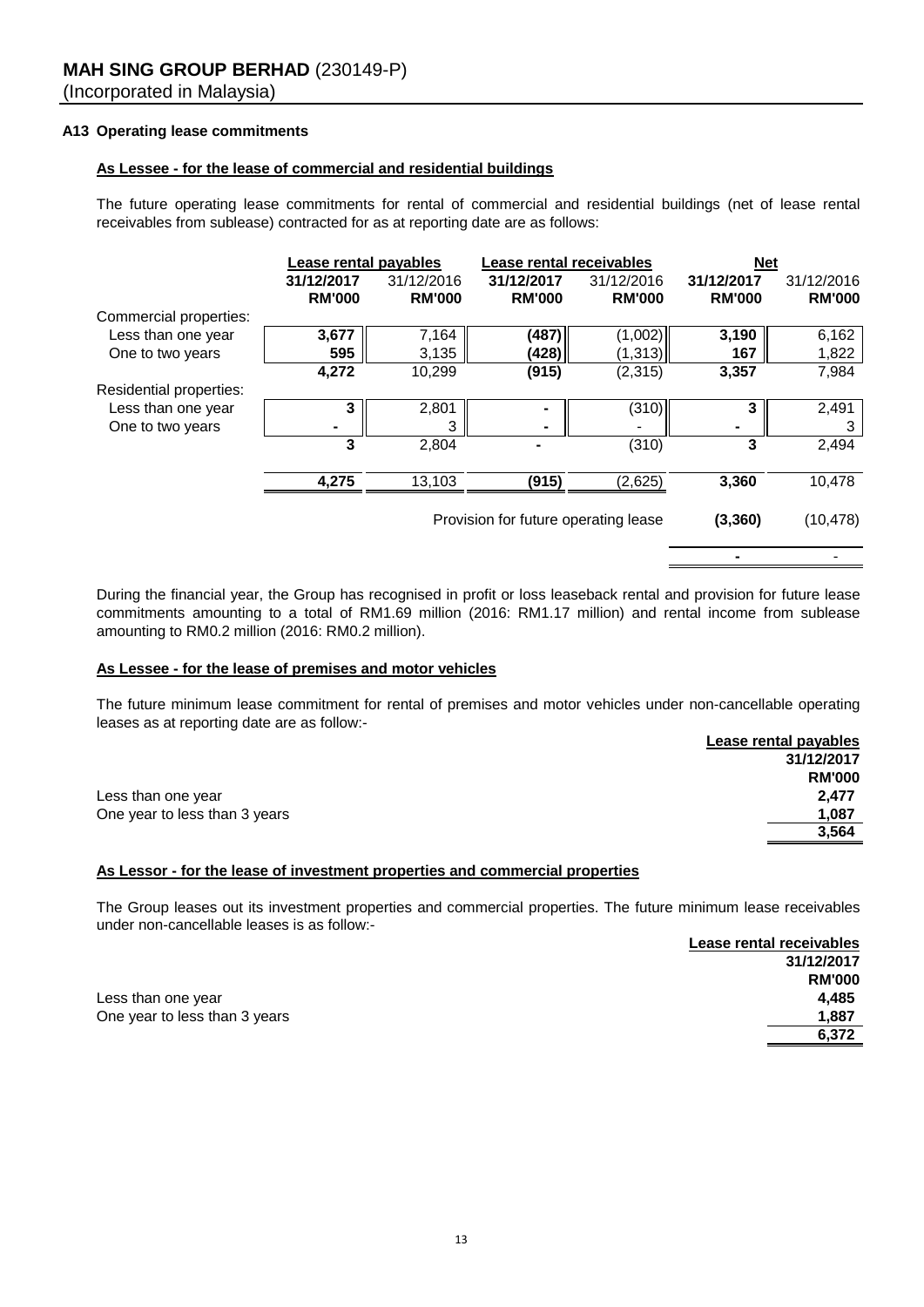**MAH SING GROUP BERHAD** (230149-P)
(Incorporated in Malaysia)

**A13 Operating lease commitments**

**As Lessee - for the lease of commercial and residential buildings**

The future operating lease commitments for rental of commercial and residential buildings (net of lease rental receivables from sublease) contracted for as at reporting date are as follows:

| | Lease rental payables | | Lease rental receivables | | Net | |
|---|---|---|---|---|---|---|
| | **31/12/2017** | 31/12/2016 | **31/12/2017** | 31/12/2016 | **31/12/2017** | 31/12/2016 |
| | **RM'000** | **RM'000** | **RM'000** | **RM'000** | **RM'000** | **RM'000** |
| Commercial properties: | | | | | | |
| Less than one year | **3,677** | 7,164 | **(487)** | (1,002) | **3,190** | 6,162 |
| One to two years | **595** | 3,135 | **(428)** | (1,313) | **167** | 1,822 |
| | **4,272** | 10,299 | **(915)** | (2,315) | **3,357** | 7,984 |
| Residential properties: | | | | | | |
| Less than one year | **3** | 2,801 | **-** | (310) | **3** | 2,491 |
| One to two years | **-** | 3 | **-** | - | **-** | 3 |
| | **3** | 2,804 | **-** | (310) | **3** | 2,494 |
| | **4,275** | 13,103 | **(915)** | (2,625) | **3,360** | 10,478 |
| | | | Provision for future operating lease | | **(3,360)** | (10,478) |
| | | | | | **-** | - |

During the financial year, the Group has recognised in profit or loss leaseback rental and provision for future lease commitments amounting to a total of RM1.69 million (2016: RM1.17 million) and rental income from sublease amounting to RM0.2 million (2016: RM0.2 million).

**As Lessee - for the lease of premises and motor vehicles**

The future minimum lease commitment for rental of premises and motor vehicles under non-cancellable operating leases as at reporting date are as follow:-

| | Lease rental payables |
|---|---|
| | **31/12/2017** |
| | **RM'000** |
| Less than one year | **2,477** |
| One year to less than 3 years | **1,087** |
| | **3,564** |

**As Lessor - for the lease of investment properties and commercial properties**

The Group leases out its investment properties and commercial properties. The future minimum lease receivables under non-cancellable leases is as follow:-

| | Lease rental receivables |
|---|---|
| | **31/12/2017** |
| | **RM'000** |
| Less than one year | **4,485** |
| One year to less than 3 years | **1,887** |
| | **6,372** |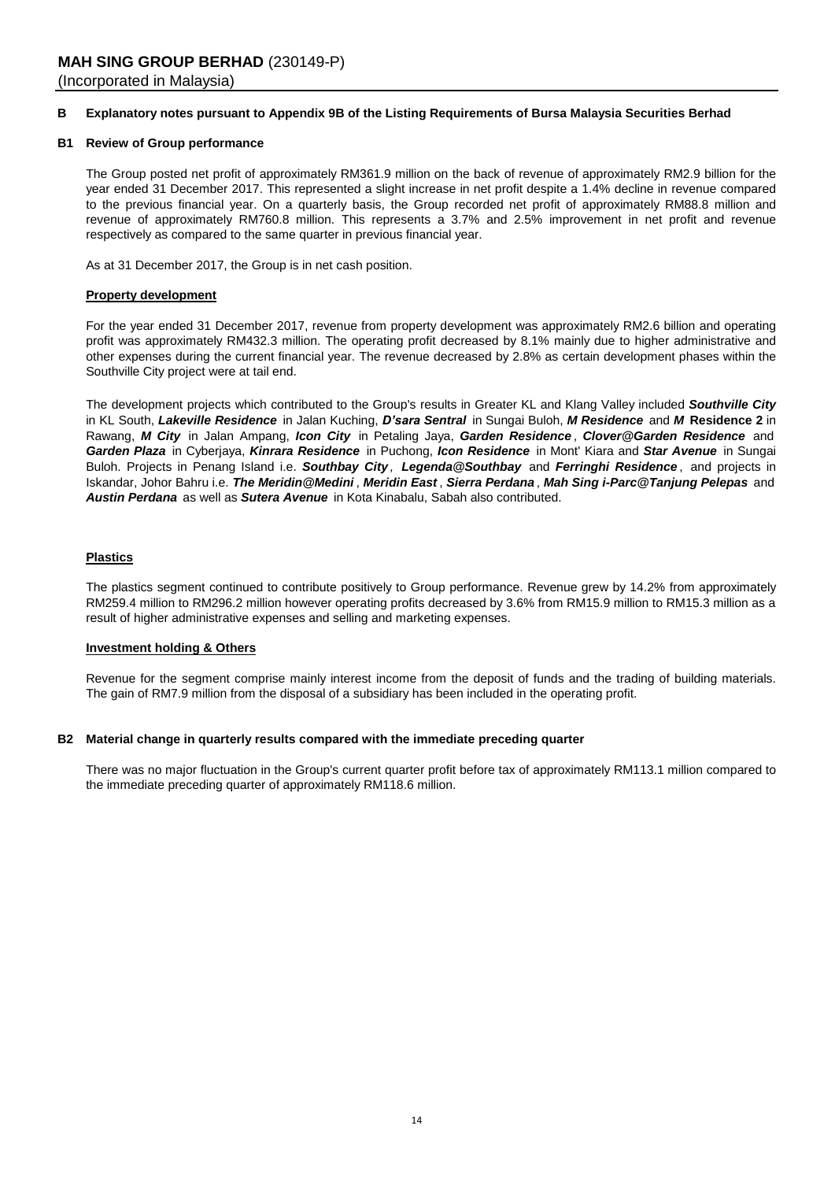**MAH SING GROUP BERHAD** (230149-P)
(Incorporated in Malaysia)

## B Explanatory notes pursuant to Appendix 9B of the Listing Requirements of Bursa Malaysia Securities Berhad

### B1 Review of Group performance

The Group posted net profit of approximately RM361.9 million on the back of revenue of approximately RM2.9 billion for the year ended 31 December 2017. This represented a slight increase in net profit despite a 1.4% decline in revenue compared to the previous financial year. On a quarterly basis, the Group recorded net profit of approximately RM88.8 million and revenue of approximately RM760.8 million. This represents a 3.7% and 2.5% improvement in net profit and revenue respectively as compared to the same quarter in previous financial year.

As at 31 December 2017, the Group is in net cash position.

**Property development**

For the year ended 31 December 2017, revenue from property development was approximately RM2.6 billion and operating profit was approximately RM432.3 million. The operating profit decreased by 8.1% mainly due to higher administrative and other expenses during the current financial year. The revenue decreased by 2.8% as certain development phases within the Southville City project were at tail end.

The development projects which contributed to the Group's results in Greater KL and Klang Valley included ***Southville City*** in KL South, ***Lakeville Residence*** in Jalan Kuching, ***D'sara Sentral*** in Sungai Buloh, ***M Residence*** and ***M* Residence 2** in Rawang, ***M City*** in Jalan Ampang, ***Icon City*** in Petaling Jaya, ***Garden Residence***, ***Clover@Garden Residence*** and ***Garden Plaza*** in Cyberjaya, ***Kinrara Residence*** in Puchong, ***Icon Residence*** in Mont' Kiara and ***Star Avenue*** in Sungai Buloh. Projects in Penang Island i.e. ***Southbay City***, ***Legenda@Southbay*** and ***Ferringhi Residence***, and projects in Iskandar, Johor Bahru i.e. ***The Meridin@Medini***, ***Meridin East***, ***Sierra Perdana***, ***Mah Sing i-Parc@Tanjung Pelepas*** and ***Austin Perdana*** as well as ***Sutera Avenue*** in Kota Kinabalu, Sabah also contributed.

**Plastics**

The plastics segment continued to contribute positively to Group performance. Revenue grew by 14.2% from approximately RM259.4 million to RM296.2 million however operating profits decreased by 3.6% from RM15.9 million to RM15.3 million as a result of higher administrative expenses and selling and marketing expenses.

**Investment holding & Others**

Revenue for the segment comprise mainly interest income from the deposit of funds and the trading of building materials. The gain of RM7.9 million from the disposal of a subsidiary has been included in the operating profit.

### B2 Material change in quarterly results compared with the immediate preceding quarter

There was no major fluctuation in the Group's current quarter profit before tax of approximately RM113.1 million compared to the immediate preceding quarter of approximately RM118.6 million.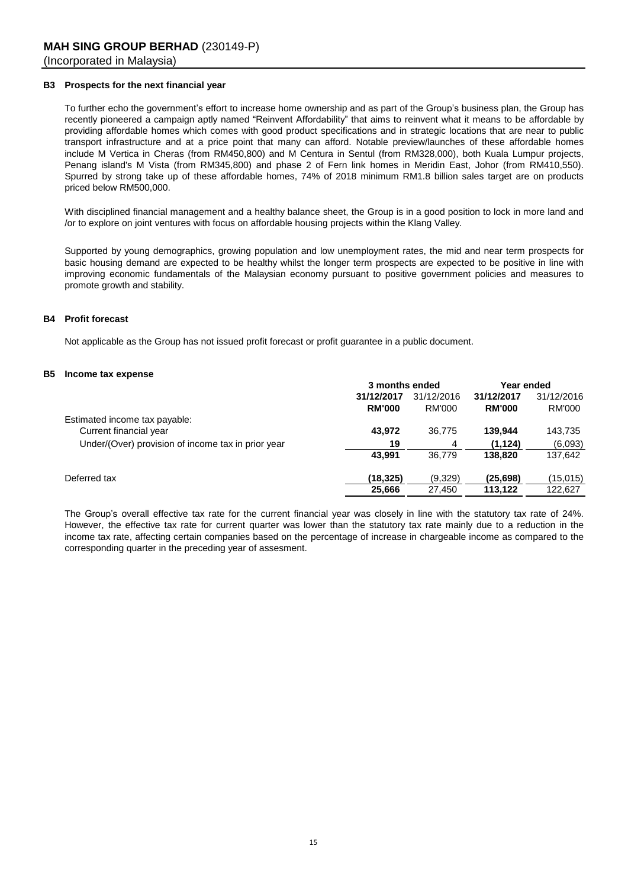### B3 Prospects for the next financial year

To further echo the government's effort to increase home ownership and as part of the Group's business plan, the Group has recently pioneered a campaign aptly named "Reinvent Affordability" that aims to reinvent what it means to be affordable by providing affordable homes which comes with good product specifications and in strategic locations that are near to public transport infrastructure and at a price point that many can afford. Notable preview/launches of these affordable homes include M Vertica in Cheras (from RM450,800) and M Centura in Sentul (from RM328,000), both Kuala Lumpur projects, Penang island's M Vista (from RM345,800) and phase 2 of Fern link homes in Meridin East, Johor (from RM410,550). Spurred by strong take up of these affordable homes, 74% of 2018 minimum RM1.8 billion sales target are on products priced below RM500,000.

With disciplined financial management and a healthy balance sheet, the Group is in a good position to lock in more land and /or to explore on joint ventures with focus on affordable housing projects within the Klang Valley.

Supported by young demographics, growing population and low unemployment rates, the mid and near term prospects for basic housing demand are expected to be healthy whilst the longer term prospects are expected to be positive in line with improving economic fundamentals of the Malaysian economy pursuant to positive government policies and measures to promote growth and stability.

### B4 Profit forecast

Not applicable as the Group has not issued profit forecast or profit guarantee in a public document.

### B5 Income tax expense

| | 3 months ended | | Year ended | |
|---|---|---|---|---|
| | **31/12/2017** | 31/12/2016 | **31/12/2017** | 31/12/2016 |
| | **RM'000** | RM'000 | **RM'000** | RM'000 |
| Estimated income tax payable: | | | | |
| Current financial year | **43,972** | 36,775 | **139,944** | 143,735 |
| Under/(Over) provision of income tax in prior year | **19** | 4 | **(1,124)** | (6,093) |
| | **43,991** | 36,779 | **138,820** | 137,642 |
| Deferred tax | **(18,325)** | (9,329) | **(25,698)** | (15,015) |
| | **25,666** | 27,450 | **113,122** | 122,627 |

The Group's overall effective tax rate for the current financial year was closely in line with the statutory tax rate of 24%. However, the effective tax rate for current quarter was lower than the statutory tax rate mainly due to a reduction in the income tax rate, affecting certain companies based on the percentage of increase in chargeable income as compared to the corresponding quarter in the preceding year of assesment.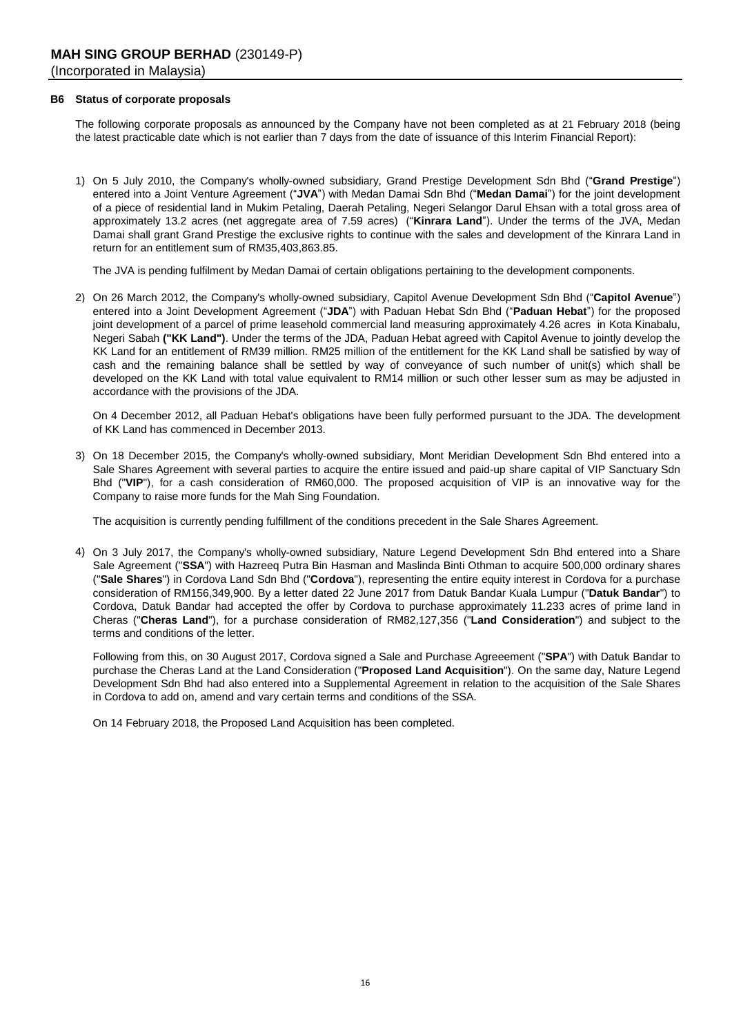**B6 Status of corporate proposals**

The following corporate proposals as announced by the Company have not been completed as at 21 February 2018 (being the latest practicable date which is not earlier than 7 days from the date of issuance of this Interim Financial Report):

1) On 5 July 2010, the Company's wholly-owned subsidiary, Grand Prestige Development Sdn Bhd ("**Grand Prestige**") entered into a Joint Venture Agreement ("**JVA**") with Medan Damai Sdn Bhd ("**Medan Damai**") for the joint development of a piece of residential land in Mukim Petaling, Daerah Petaling, Negeri Selangor Darul Ehsan with a total gross area of approximately 13.2 acres (net aggregate area of 7.59 acres) ("**Kinrara Land**"). Under the terms of the JVA, Medan Damai shall grant Grand Prestige the exclusive rights to continue with the sales and development of the Kinrara Land in return for an entitlement sum of RM35,403,863.85.

   The JVA is pending fulfilment by Medan Damai of certain obligations pertaining to the development components.

2) On 26 March 2012, the Company's wholly-owned subsidiary, Capitol Avenue Development Sdn Bhd ("**Capitol Avenue**") entered into a Joint Development Agreement ("**JDA**") with Paduan Hebat Sdn Bhd ("**Paduan Hebat**") for the proposed joint development of a parcel of prime leasehold commercial land measuring approximately 4.26 acres in Kota Kinabalu, Negeri Sabah **("KK Land")**. Under the terms of the JDA, Paduan Hebat agreed with Capitol Avenue to jointly develop the KK Land for an entitlement of RM39 million. RM25 million of the entitlement for the KK Land shall be satisfied by way of cash and the remaining balance shall be settled by way of conveyance of such number of unit(s) which shall be developed on the KK Land with total value equivalent to RM14 million or such other lesser sum as may be adjusted in accordance with the provisions of the JDA.

   On 4 December 2012, all Paduan Hebat's obligations have been fully performed pursuant to the JDA. The development of KK Land has commenced in December 2013.

3) On 18 December 2015, the Company's wholly-owned subsidiary, Mont Meridian Development Sdn Bhd entered into a Sale Shares Agreement with several parties to acquire the entire issued and paid-up share capital of VIP Sanctuary Sdn Bhd ("**VIP**"), for a cash consideration of RM60,000. The proposed acquisition of VIP is an innovative way for the Company to raise more funds for the Mah Sing Foundation.

   The acquisition is currently pending fulfillment of the conditions precedent in the Sale Shares Agreement.

4) On 3 July 2017, the Company's wholly-owned subsidiary, Nature Legend Development Sdn Bhd entered into a Share Sale Agreement ("**SSA**") with Hazreeq Putra Bin Hasman and Maslinda Binti Othman to acquire 500,000 ordinary shares ("**Sale Shares**") in Cordova Land Sdn Bhd ("**Cordova**"), representing the entire equity interest in Cordova for a purchase consideration of RM156,349,900. By a letter dated 22 June 2017 from Datuk Bandar Kuala Lumpur ("**Datuk Bandar**") to Cordova, Datuk Bandar had accepted the offer by Cordova to purchase approximately 11.233 acres of prime land in Cheras ("**Cheras Land**"), for a purchase consideration of RM82,127,356 ("**Land Consideration**") and subject to the terms and conditions of the letter.

   Following from this, on 30 August 2017, Cordova signed a Sale and Purchase Agreeement ("**SPA**") with Datuk Bandar to purchase the Cheras Land at the Land Consideration ("**Proposed Land Acquisition**"). On the same day, Nature Legend Development Sdn Bhd had also entered into a Supplemental Agreement in relation to the acquisition of the Sale Shares in Cordova to add on, amend and vary certain terms and conditions of the SSA.

   On 14 February 2018, the Proposed Land Acquisition has been completed.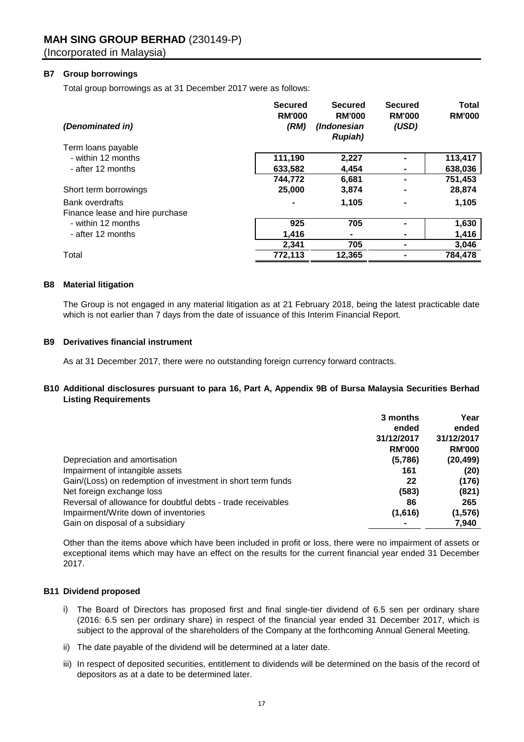**MAH SING GROUP BERHAD** (230149-P)
(Incorporated in Malaysia)

### B7 Group borrowings

Total group borrowings as at 31 December 2017 were as follows:

| *(Denominated in)* | Secured RM'000 *(RM)* | Secured RM'000 *(Indonesian Rupiah)* | Secured RM'000 *(USD)* | Total RM'000 |
|---|---|---|---|---|
| Term loans payable | | | | |
| - within 12 months | 111,190 | 2,227 | - | 113,417 |
| - after 12 months | 633,582 | 4,454 | - | 638,036 |
| | 744,772 | 6,681 | - | 751,453 |
| Short term borrowings | 25,000 | 3,874 | - | 28,874 |
| Bank overdrafts | - | 1,105 | - | 1,105 |
| Finance lease and hire purchase | | | | |
| - within 12 months | 925 | 705 | - | 1,630 |
| - after 12 months | 1,416 | - | - | 1,416 |
| | 2,341 | 705 | - | 3,046 |
| Total | 772,113 | 12,365 | - | 784,478 |

### B8 Material litigation

The Group is not engaged in any material litigation as at 21 February 2018, being the latest practicable date which is not earlier than 7 days from the date of issuance of this Interim Financial Report.

### B9 Derivatives financial instrument

As at 31 December 2017, there were no outstanding foreign currency forward contracts.

### B10 Additional disclosures pursuant to para 16, Part A, Appendix 9B of Bursa Malaysia Securities Berhad Listing Requirements

| | 3 months ended 31/12/2017 RM'000 | Year ended 31/12/2017 RM'000 |
|---|---|---|
| Depreciation and amortisation | (5,786) | (20,499) |
| Impairment of intangible assets | 161 | (20) |
| Gain/(Loss) on redemption of investment in short term funds | 22 | (176) |
| Net foreign exchange loss | (583) | (821) |
| Reversal of allowance for doubtful debts - trade receivables | 86 | 265 |
| Impairment/Write down of inventories | (1,616) | (1,576) |
| Gain on disposal of a subsidiary | - | 7,940 |

Other than the items above which have been included in profit or loss, there were no impairment of assets or exceptional items which may have an effect on the results for the current financial year ended 31 December 2017.

### B11 Dividend proposed

i) The Board of Directors has proposed first and final single-tier dividend of 6.5 sen per ordinary share (2016: 6.5 sen per ordinary share) in respect of the financial year ended 31 December 2017, which is subject to the approval of the shareholders of the Company at the forthcoming Annual General Meeting.

ii) The date payable of the dividend will be determined at a later date.

iii) In respect of deposited securities, entitlement to dividends will be determined on the basis of the record of depositors as at a date to be determined later.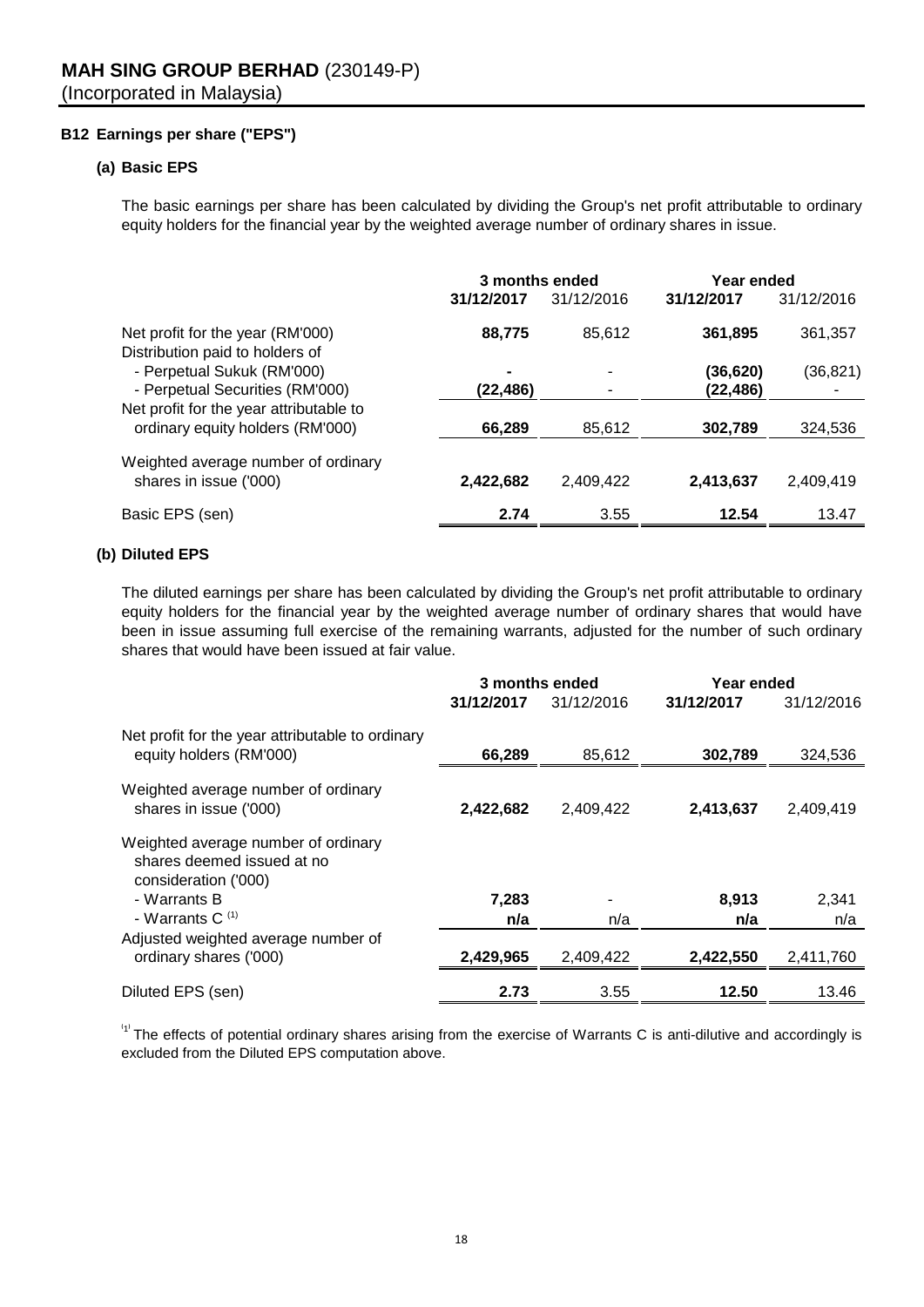**MAH SING GROUP BERHAD** (230149-P)
(Incorporated in Malaysia)

### B12 Earnings per share ("EPS")

#### (a) Basic EPS

The basic earnings per share has been calculated by dividing the Group's net profit attributable to ordinary equity holders for the financial year by the weighted average number of ordinary shares in issue.

| | 3 months ended | | Year ended | |
|---|---|---|---|---|
| | **31/12/2017** | 31/12/2016 | **31/12/2017** | 31/12/2016 |
| Net profit for the year (RM'000) | **88,775** | 85,612 | **361,895** | 361,357 |
| Distribution paid to holders of | | | | |
| - Perpetual Sukuk (RM'000) | **-** | - | **(36,620)** | (36,821) |
| - Perpetual Securities (RM'000) | **(22,486)** | - | **(22,486)** | - |
| Net profit for the year attributable to ordinary equity holders (RM'000) | **66,289** | 85,612 | **302,789** | 324,536 |
| Weighted average number of ordinary shares in issue ('000) | **2,422,682** | 2,409,422 | **2,413,637** | 2,409,419 |
| Basic EPS (sen) | **2.74** | 3.55 | **12.54** | 13.47 |

#### (b) Diluted EPS

The diluted earnings per share has been calculated by dividing the Group's net profit attributable to ordinary equity holders for the financial year by the weighted average number of ordinary shares that would have been in issue assuming full exercise of the remaining warrants, adjusted for the number of such ordinary shares that would have been issued at fair value.

| | 3 months ended | | Year ended | |
|---|---|---|---|---|
| | **31/12/2017** | 31/12/2016 | **31/12/2017** | 31/12/2016 |
| Net profit for the year attributable to ordinary equity holders (RM'000) | **66,289** | 85,612 | **302,789** | 324,536 |
| Weighted average number of ordinary shares in issue ('000) | **2,422,682** | 2,409,422 | **2,413,637** | 2,409,419 |
| Weighted average number of ordinary shares deemed issued at no consideration ('000) | | | | |
| - Warrants B | **7,283** | - | **8,913** | 2,341 |
| - Warrants C [1] | **n/a** | n/a | **n/a** | n/a |
| Adjusted weighted average number of ordinary shares ('000) | **2,429,965** | 2,409,422 | **2,422,550** | 2,411,760 |
| Diluted EPS (sen) | **2.73** | 3.55 | **12.50** | 13.46 |

[1] The effects of potential ordinary shares arising from the exercise of Warrants C is anti-dilutive and accordingly is excluded from the Diluted EPS computation above.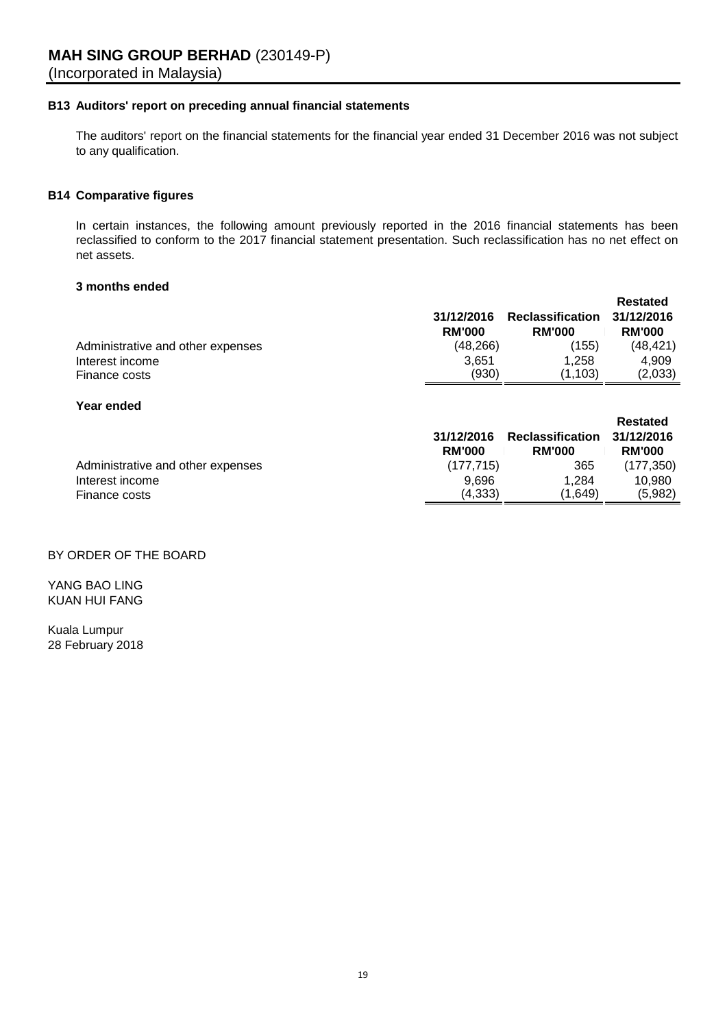# MAH SING GROUP BERHAD (230149-P)

(Incorporated in Malaysia)

### B13 Auditors' report on preceding annual financial statements

The auditors' report on the financial statements for the financial year ended 31 December 2016 was not subject to any qualification.

### B14 Comparative figures

In certain instances, the following amount previously reported in the 2016 financial statements has been reclassified to conform to the 2017 financial statement presentation. Such reclassification has no net effect on net assets.

**3 months ended**

| | 31/12/2016<br>RM'000 | Reclassification<br>RM'000 | Restated<br>31/12/2016<br>RM'000 |
|---|---|---|---|
| Administrative and other expenses | (48,266) | (155) | (48,421) |
| Interest income | 3,651 | 1,258 | 4,909 |
| Finance costs | (930) | (1,103) | (2,033) |

**Year ended**

| | 31/12/2016<br>RM'000 | Reclassification<br>RM'000 | Restated<br>31/12/2016<br>RM'000 |
|---|---|---|---|
| Administrative and other expenses | (177,715) | 365 | (177,350) |
| Interest income | 9,696 | 1,284 | 10,980 |
| Finance costs | (4,333) | (1,649) | (5,982) |

BY ORDER OF THE BOARD

YANG BAO LING
KUAN HUI FANG

Kuala Lumpur
28 February 2018